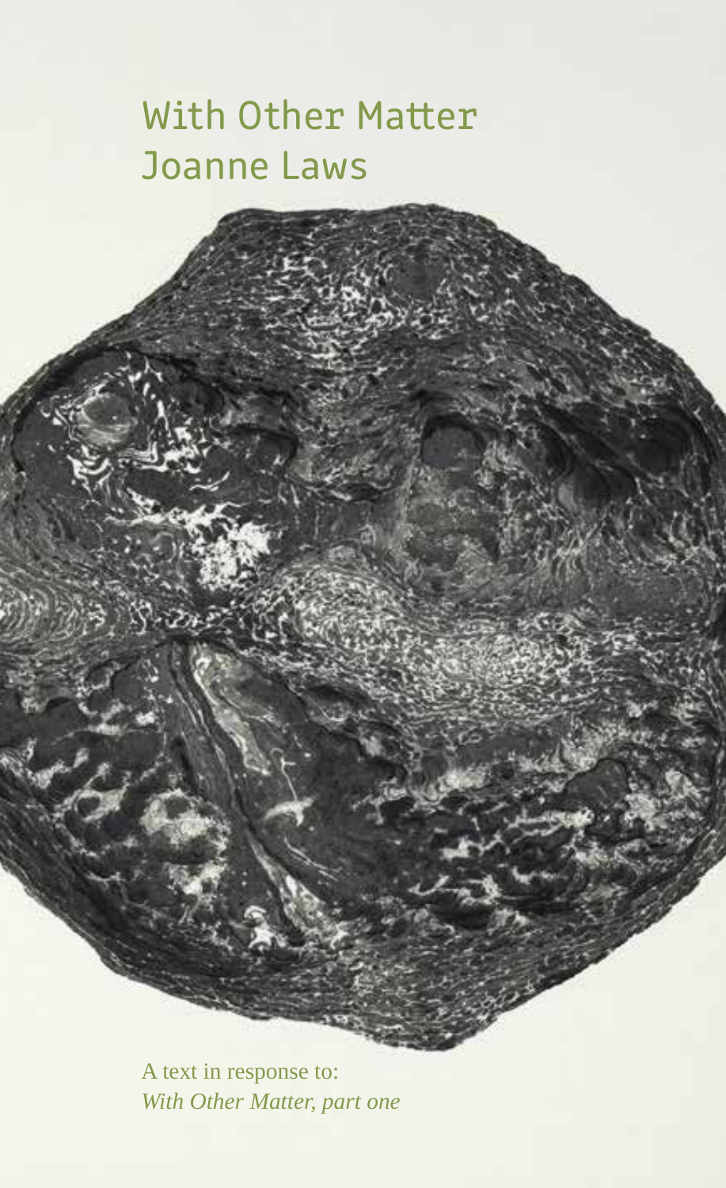# With Other Matter
## Joanne Laws

A text in response to:
*With Other Matter, part one*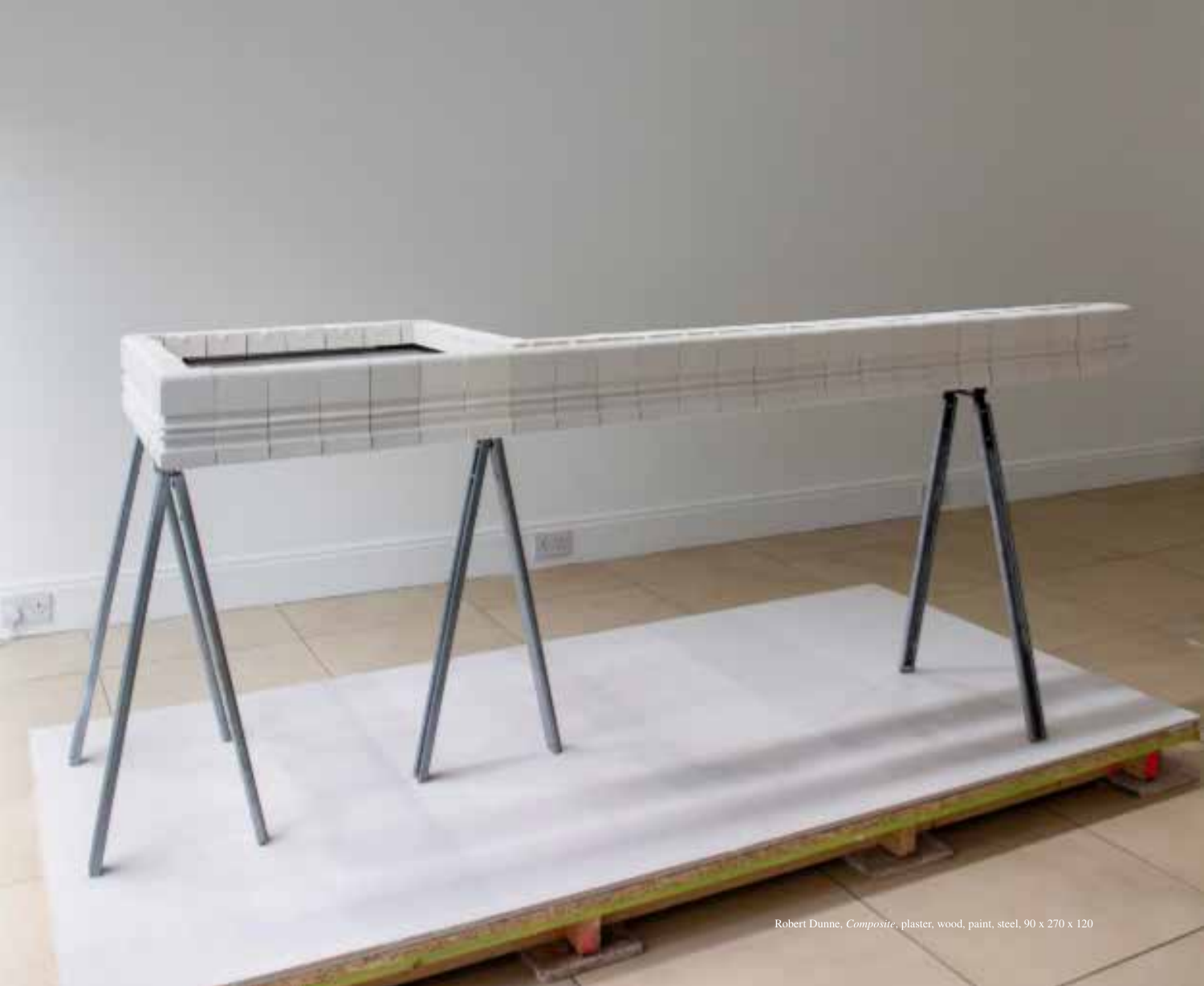Robert Dunne, *Composite*, plaster, wood, paint, steel, 90 x 270 x 120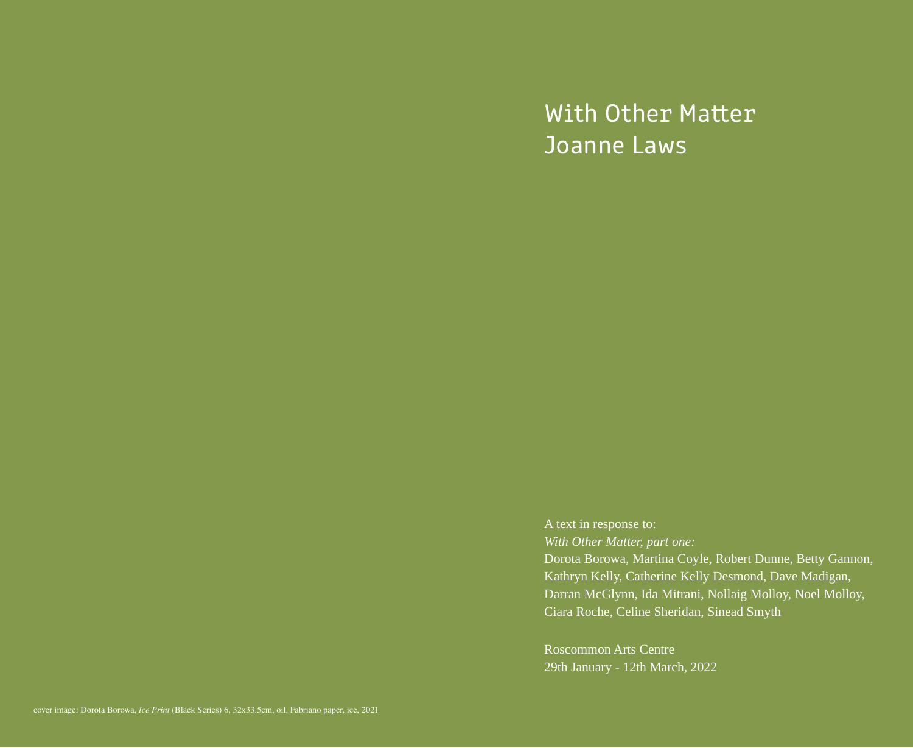# With Other Matter
## Joanne Laws

A text in response to:
*With Other Matter, part one:*
Dorota Borowa, Martina Coyle, Robert Dunne, Betty Gannon, Kathryn Kelly, Catherine Kelly Desmond, Dave Madigan, Darran McGlynn, Ida Mitrani, Nollaig Molloy, Noel Molloy, Ciara Roche, Celine Sheridan, Sinead Smyth

Roscommon Arts Centre
29th January - 12th March, 2022

cover image: Dorota Borowa, *Ice Print* (Black Series) 6, 32x33.5cm, oil, Fabriano paper, ice, 2021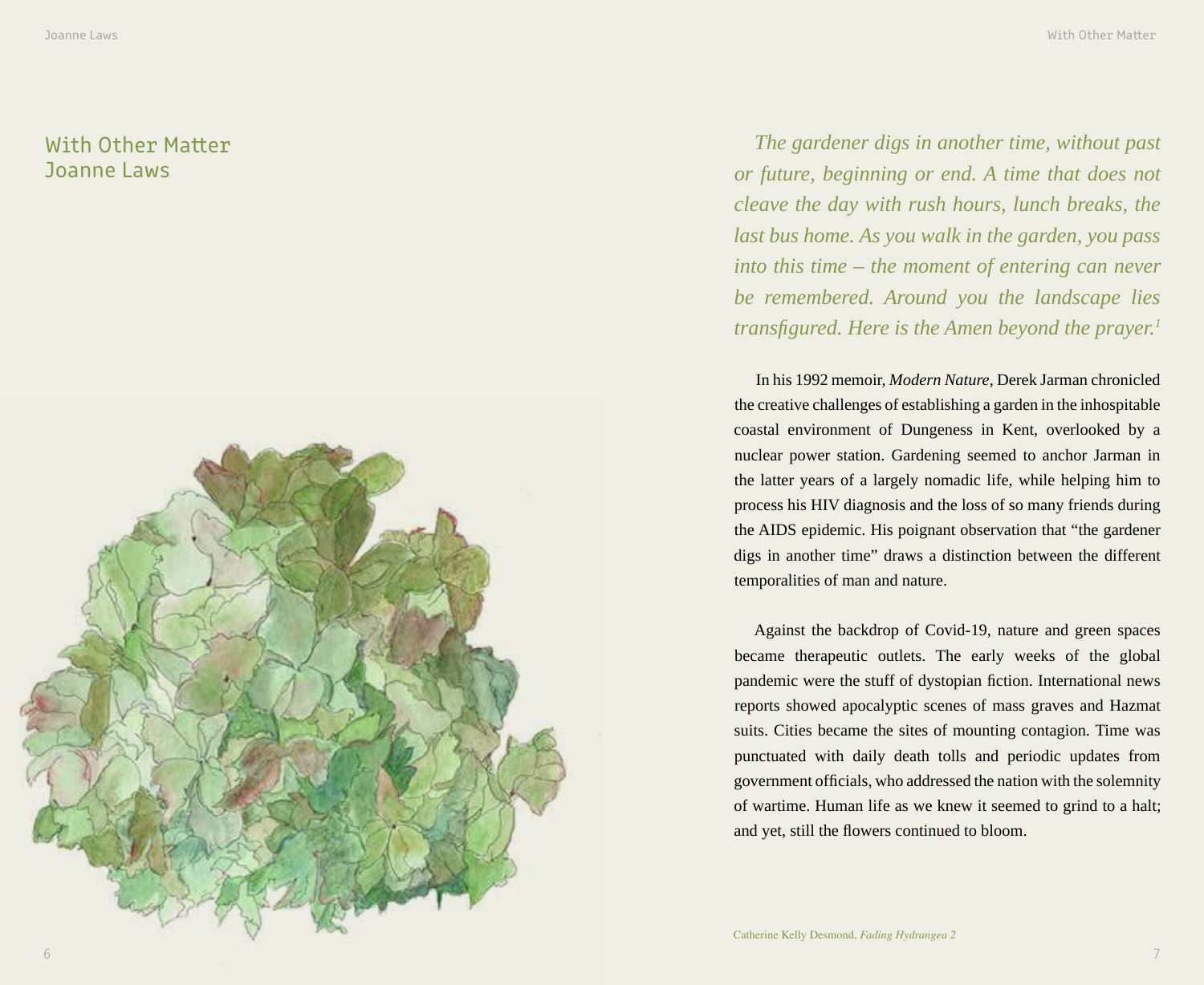# With Other Matter
## Joanne Laws

*The gardener digs in another time, without past or future, beginning or end. A time that does not cleave the day with rush hours, lunch breaks, the last bus home. As you walk in the garden, you pass into this time – the moment of entering can never be remembered. Around you the landscape lies transfigured. Here is the Amen beyond the prayer.*[1]

In his 1992 memoir, *Modern Nature*, Derek Jarman chronicled the creative challenges of establishing a garden in the inhospitable coastal environment of Dungeness in Kent, overlooked by a nuclear power station. Gardening seemed to anchor Jarman in the latter years of a largely nomadic life, while helping him to process his HIV diagnosis and the loss of so many friends during the AIDS epidemic. His poignant observation that "the gardener digs in another time" draws a distinction between the different temporalities of man and nature.

Against the backdrop of Covid-19, nature and green spaces became therapeutic outlets. The early weeks of the global pandemic were the stuff of dystopian fiction. International news reports showed apocalyptic scenes of mass graves and Hazmat suits. Cities became the sites of mounting contagion. Time was punctuated with daily death tolls and periodic updates from government officials, who addressed the nation with the solemnity of wartime. Human life as we knew it seemed to grind to a halt; and yet, still the flowers continued to bloom.

Catherine Kelly Desmond, *Fading Hydrangea 2*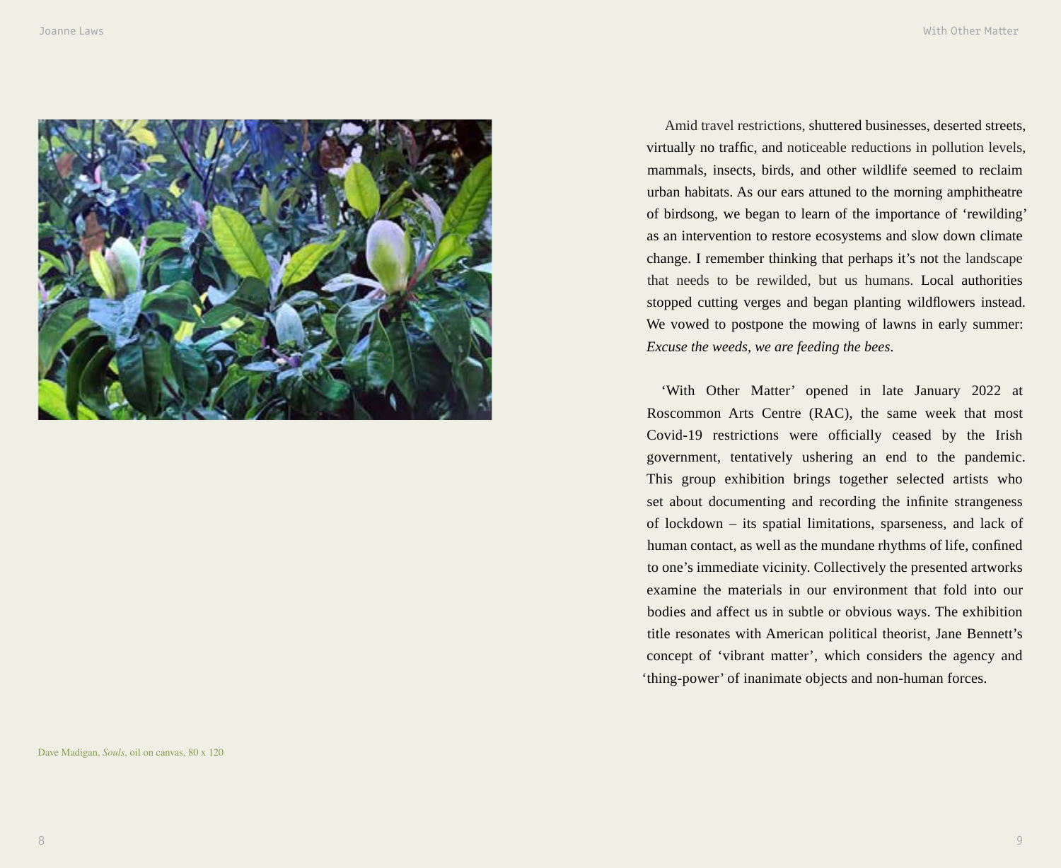Amid travel restrictions, shuttered businesses, deserted streets, virtually no traffic, and noticeable reductions in pollution levels, mammals, insects, birds, and other wildlife seemed to reclaim urban habitats. As our ears attuned to the morning amphitheatre of birdsong, we began to learn of the importance of 'rewilding' as an intervention to restore ecosystems and slow down climate change. I remember thinking that perhaps it's not the landscape that needs to be rewilded, but us humans. Local authorities stopped cutting verges and began planting wildflowers instead. We vowed to postpone the mowing of lawns in early summer: *Excuse the weeds, we are feeding the bees*.

'With Other Matter' opened in late January 2022 at Roscommon Arts Centre (RAC), the same week that most Covid-19 restrictions were officially ceased by the Irish government, tentatively ushering an end to the pandemic. This group exhibition brings together selected artists who set about documenting and recording the infinite strangeness of lockdown – its spatial limitations, sparseness, and lack of human contact, as well as the mundane rhythms of life, confined to one's immediate vicinity. Collectively the presented artworks examine the materials in our environment that fold into our bodies and affect us in subtle or obvious ways. The exhibition title resonates with American political theorist, Jane Bennett's concept of 'vibrant matter', which considers the agency and 'thing-power' of inanimate objects and non-human forces.

Dave Madigan, *Souls*, oil on canvas, 80 x 120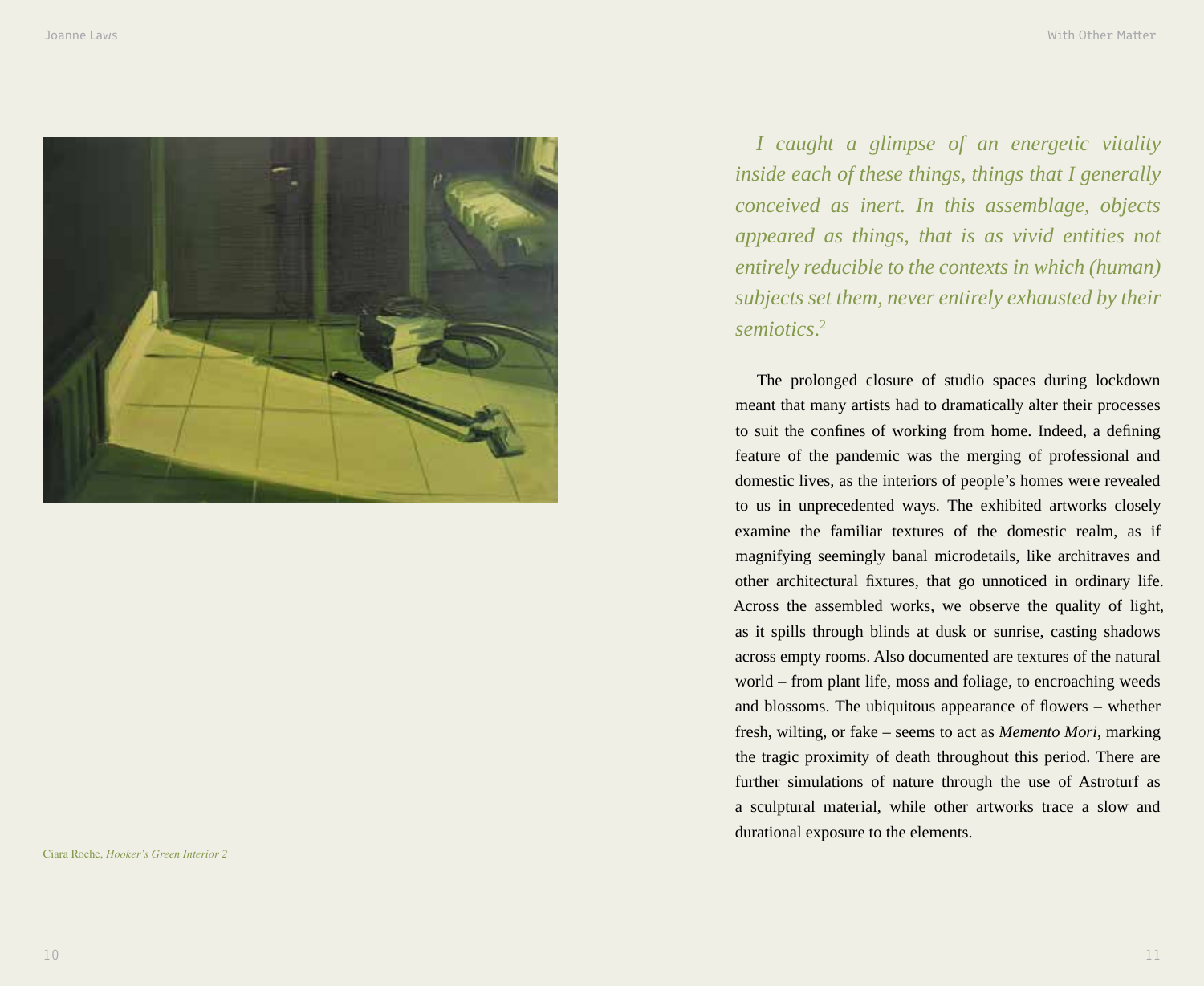Ciara Roche, *Hooker's Green Interior 2*

> *I caught a glimpse of an energetic vitality inside each of these things, things that I generally conceived as inert. In this assemblage, objects appeared as things, that is as vivid entities not entirely reducible to the contexts in which (human) subjects set them, never entirely exhausted by their semiotics.*[2]

The prolonged closure of studio spaces during lockdown meant that many artists had to dramatically alter their processes to suit the confines of working from home. Indeed, a defining feature of the pandemic was the merging of professional and domestic lives, as the interiors of people's homes were revealed to us in unprecedented ways. The exhibited artworks closely examine the familiar textures of the domestic realm, as if magnifying seemingly banal microdetails, like architraves and other architectural fixtures, that go unnoticed in ordinary life. Across the assembled works, we observe the quality of light, as it spills through blinds at dusk or sunrise, casting shadows across empty rooms. Also documented are textures of the natural world – from plant life, moss and foliage, to encroaching weeds and blossoms. The ubiquitous appearance of flowers – whether fresh, wilting, or fake – seems to act as *Memento Mori*, marking the tragic proximity of death throughout this period. There are further simulations of nature through the use of Astroturf as a sculptural material, while other artworks trace a slow and durational exposure to the elements.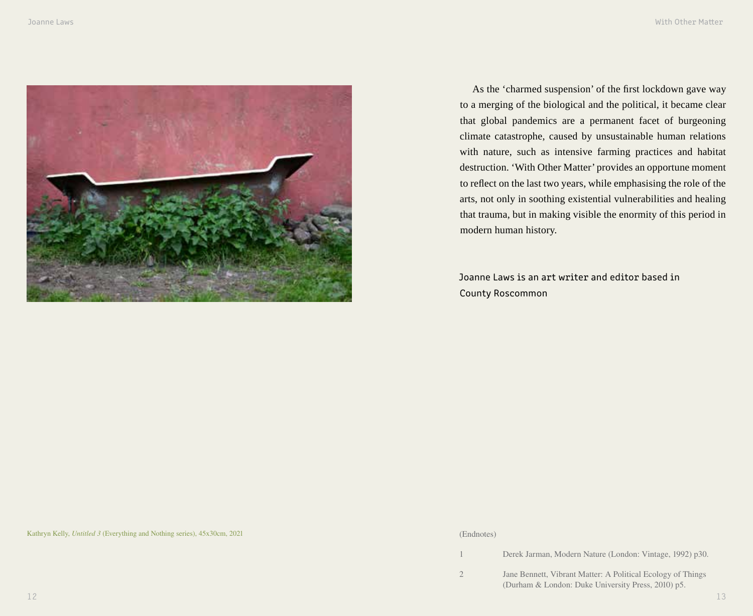Kathryn Kelly, *Untitled 3* (Everything and Nothing series), 45x30cm, 2021

As the 'charmed suspension' of the first lockdown gave way to a merging of the biological and the political, it became clear that global pandemics are a permanent facet of burgeoning climate catastrophe, caused by unsustainable human relations with nature, such as intensive farming practices and habitat destruction. 'With Other Matter' provides an opportune moment to reflect on the last two years, while emphasising the role of the arts, not only in soothing existential vulnerabilities and healing that trauma, but in making visible the enormity of this period in modern human history.

Joanne Laws is an art writer and editor based in County Roscommon

(Endnotes)

1 Derek Jarman, Modern Nature (London: Vintage, 1992) p30.

2 Jane Bennett, Vibrant Matter: A Political Ecology of Things (Durham & London: Duke University Press, 2010) p5.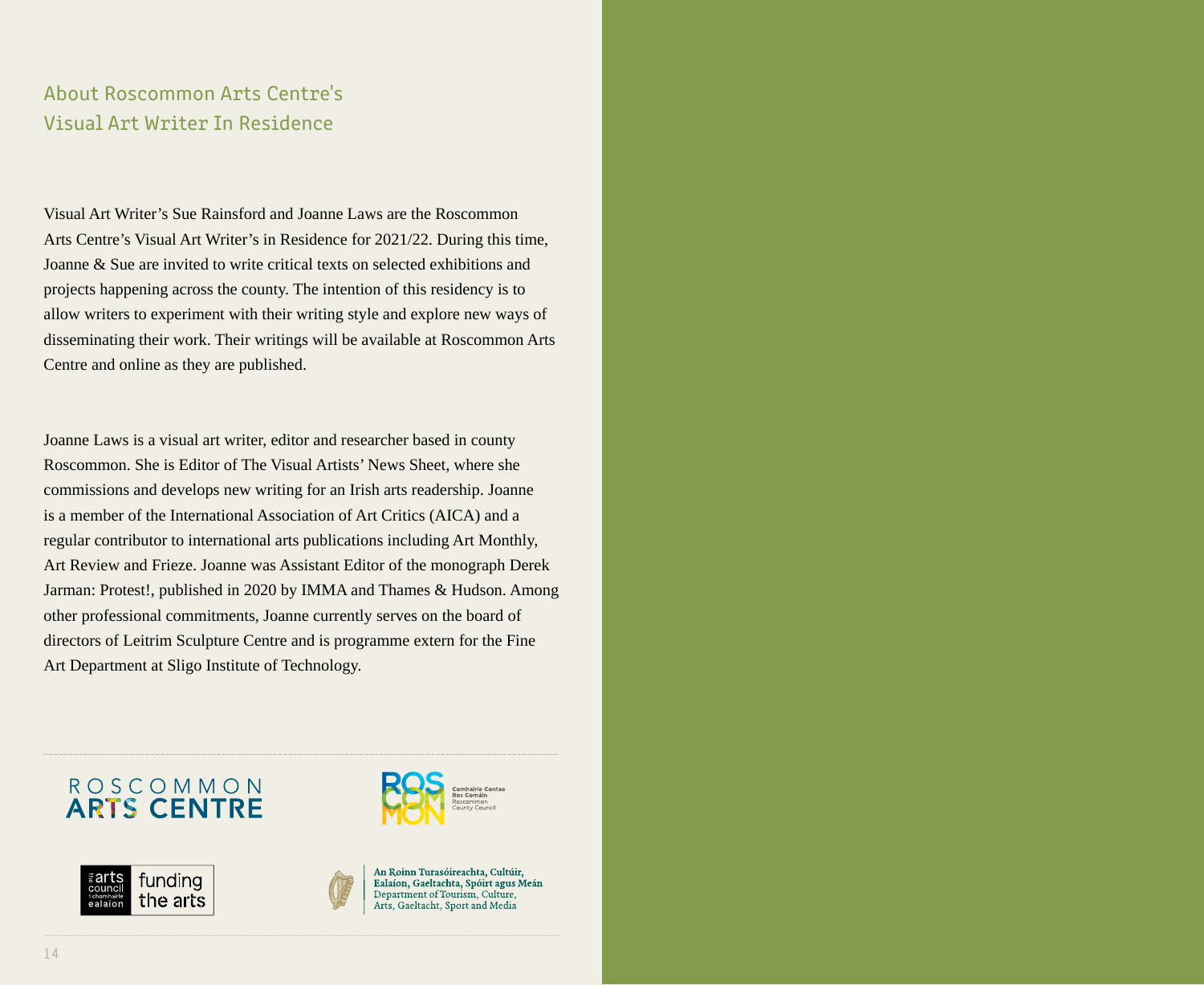## About Roscommon Arts Centre's Visual Art Writer In Residence

Visual Art Writer's Sue Rainsford and Joanne Laws are the Roscommon Arts Centre's Visual Art Writer's in Residence for 2021/22. During this time, Joanne & Sue are invited to write critical texts on selected exhibitions and projects happening across the county. The intention of this residency is to allow writers to experiment with their writing style and explore new ways of disseminating their work. Their writings will be available at Roscommon Arts Centre and online as they are published.

Joanne Laws is a visual art writer, editor and researcher based in county Roscommon. She is Editor of The Visual Artists' News Sheet, where she commissions and develops new writing for an Irish arts readership. Joanne is a member of the International Association of Art Critics (AICA) and a regular contributor to international arts publications including Art Monthly, Art Review and Frieze. Joanne was Assistant Editor of the monograph Derek Jarman: Protest!, published in 2020 by IMMA and Thames & Hudson. Among other professional commitments, Joanne currently serves on the board of directors of Leitrim Sculpture Centre and is programme extern for the Fine Art Department at Sligo Institute of Technology.

ROSCOMMON ARTS CENTRE

ROS COM MON — Comhairle Contae Ros Comáin, Roscommon County Council

arts council / chomhairle ealaíon — funding the arts

An Roinn Turasóireachta, Cultúir, Ealaíon, Gaeltachta, Spóirt agus Meán
Department of Tourism, Culture, Arts, Gaeltacht, Sport and Media